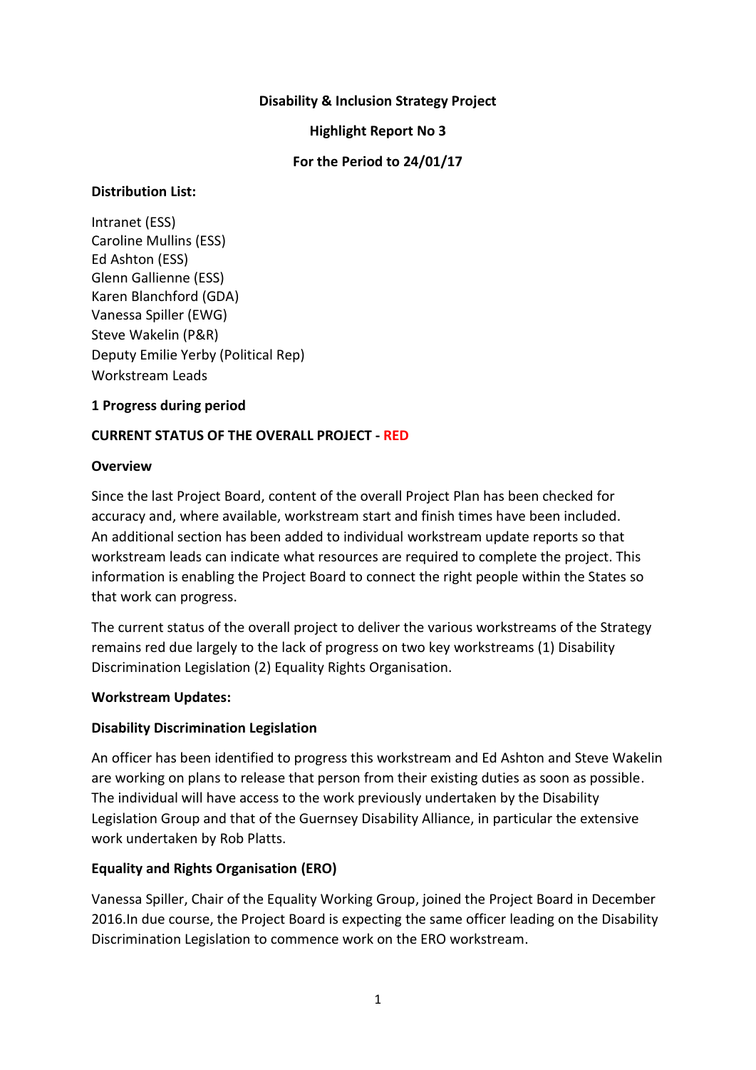**Disability & Inclusion Strategy Project**

**Highlight Report No 3**

**For the Period to 24/01/17**

**Distribution List:**

Intranet (ESS)
Caroline Mullins (ESS)
Ed Ashton (ESS)
Glenn Gallienne (ESS)
Karen Blanchford (GDA)
Vanessa Spiller (EWG)
Steve Wakelin (P&R)
Deputy Emilie Yerby (Political Rep)
Workstream Leads

## 1 Progress during period

**CURRENT STATUS OF THE OVERALL PROJECT - RED**

**Overview**

Since the last Project Board, content of the overall Project Plan has been checked for accuracy and, where available, workstream start and finish times have been included. An additional section has been added to individual workstream update reports so that workstream leads can indicate what resources are required to complete the project. This information is enabling the Project Board to connect the right people within the States so that work can progress.

The current status of the overall project to deliver the various workstreams of the Strategy remains red due largely to the lack of progress on two key workstreams (1) Disability Discrimination Legislation (2) Equality Rights Organisation.

**Workstream Updates:**

**Disability Discrimination Legislation**

An officer has been identified to progress this workstream and Ed Ashton and Steve Wakelin are working on plans to release that person from their existing duties as soon as possible. The individual will have access to the work previously undertaken by the Disability Legislation Group and that of the Guernsey Disability Alliance, in particular the extensive work undertaken by Rob Platts.

**Equality and Rights Organisation (ERO)**

Vanessa Spiller, Chair of the Equality Working Group, joined the Project Board in December 2016.In due course, the Project Board is expecting the same officer leading on the Disability Discrimination Legislation to commence work on the ERO workstream.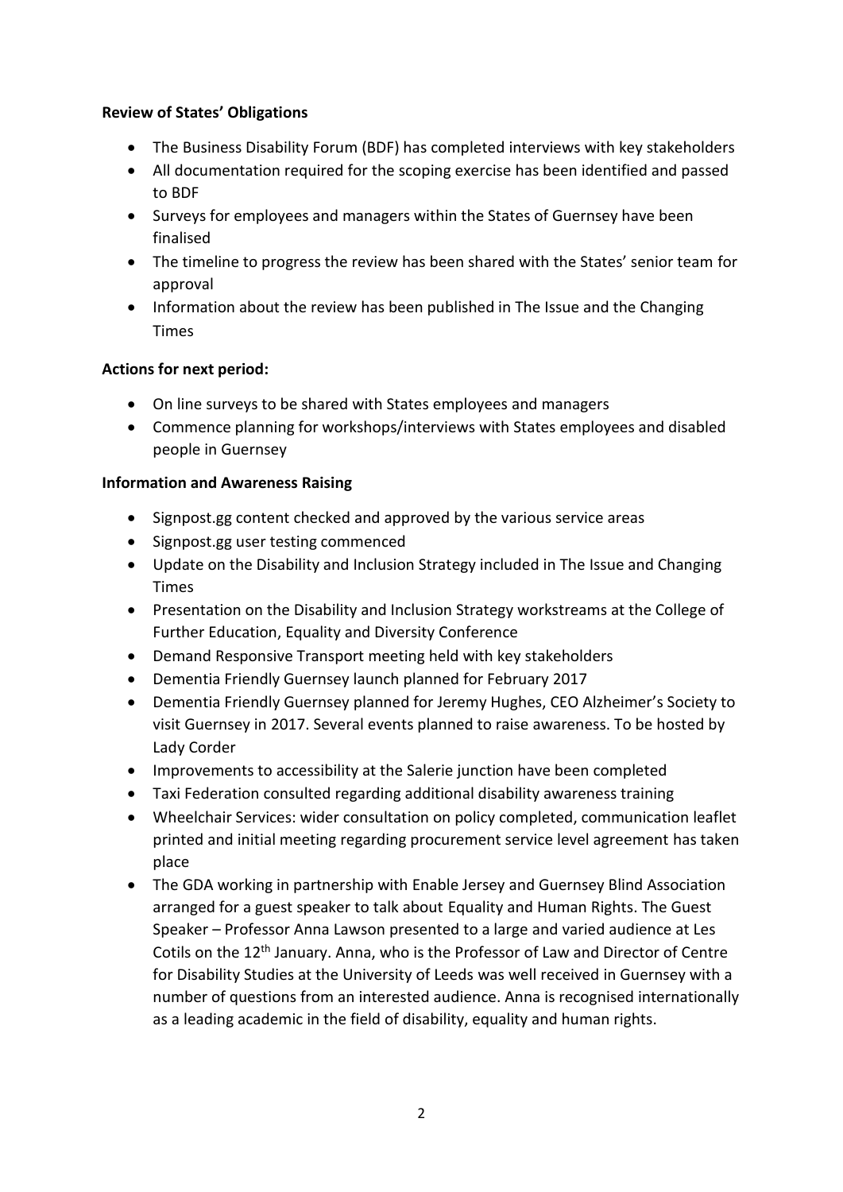**Review of States' Obligations**

- The Business Disability Forum (BDF) has completed interviews with key stakeholders
- All documentation required for the scoping exercise has been identified and passed to BDF
- Surveys for employees and managers within the States of Guernsey have been finalised
- The timeline to progress the review has been shared with the States' senior team for approval
- Information about the review has been published in The Issue and the Changing Times

**Actions for next period:**

- On line surveys to be shared with States employees and managers
- Commence planning for workshops/interviews with States employees and disabled people in Guernsey

**Information and Awareness Raising**

- Signpost.gg content checked and approved by the various service areas
- Signpost.gg user testing commenced
- Update on the Disability and Inclusion Strategy included in The Issue and Changing Times
- Presentation on the Disability and Inclusion Strategy workstreams at the College of Further Education, Equality and Diversity Conference
- Demand Responsive Transport meeting held with key stakeholders
- Dementia Friendly Guernsey launch planned for February 2017
- Dementia Friendly Guernsey planned for Jeremy Hughes, CEO Alzheimer's Society to visit Guernsey in 2017. Several events planned to raise awareness. To be hosted by Lady Corder
- Improvements to accessibility at the Salerie junction have been completed
- Taxi Federation consulted regarding additional disability awareness training
- Wheelchair Services: wider consultation on policy completed, communication leaflet printed and initial meeting regarding procurement service level agreement has taken place
- The GDA working in partnership with Enable Jersey and Guernsey Blind Association arranged for a guest speaker to talk about Equality and Human Rights. The Guest Speaker – Professor Anna Lawson presented to a large and varied audience at Les Cotils on the 12th January. Anna, who is the Professor of Law and Director of Centre for Disability Studies at the University of Leeds was well received in Guernsey with a number of questions from an interested audience. Anna is recognised internationally as a leading academic in the field of disability, equality and human rights.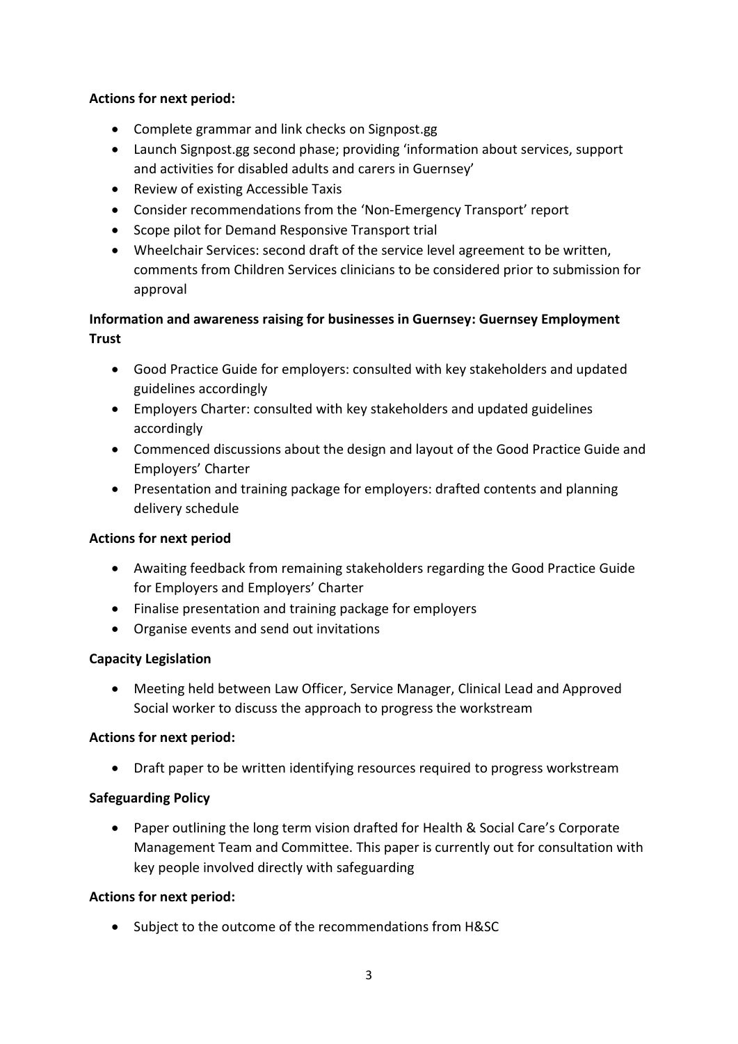**Actions for next period:**

- Complete grammar and link checks on Signpost.gg
- Launch Signpost.gg second phase; providing 'information about services, support and activities for disabled adults and carers in Guernsey'
- Review of existing Accessible Taxis
- Consider recommendations from the 'Non-Emergency Transport' report
- Scope pilot for Demand Responsive Transport trial
- Wheelchair Services: second draft of the service level agreement to be written, comments from Children Services clinicians to be considered prior to submission for approval

**Information and awareness raising for businesses in Guernsey: Guernsey Employment Trust**

- Good Practice Guide for employers: consulted with key stakeholders and updated guidelines accordingly
- Employers Charter: consulted with key stakeholders and updated guidelines accordingly
- Commenced discussions about the design and layout of the Good Practice Guide and Employers' Charter
- Presentation and training package for employers: drafted contents and planning delivery schedule

**Actions for next period**

- Awaiting feedback from remaining stakeholders regarding the Good Practice Guide for Employers and Employers' Charter
- Finalise presentation and training package for employers
- Organise events and send out invitations

**Capacity Legislation**

- Meeting held between Law Officer, Service Manager, Clinical Lead and Approved Social worker to discuss the approach to progress the workstream

**Actions for next period:**

- Draft paper to be written identifying resources required to progress workstream

**Safeguarding Policy**

- Paper outlining the long term vision drafted for Health & Social Care's Corporate Management Team and Committee. This paper is currently out for consultation with key people involved directly with safeguarding

**Actions for next period:**

- Subject to the outcome of the recommendations from H&SC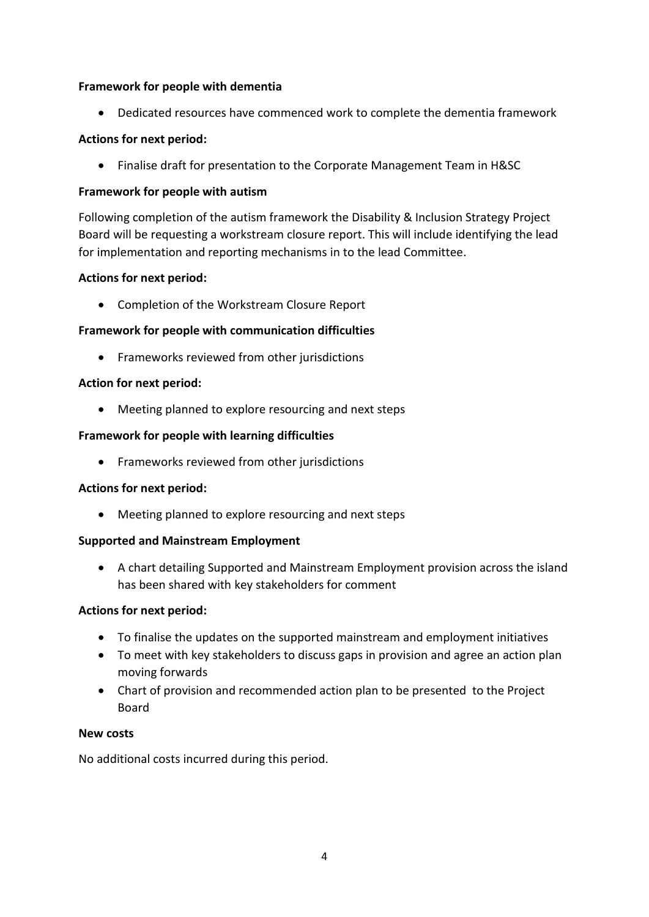**Framework for people with dementia**

- Dedicated resources have commenced work to complete the dementia framework

**Actions for next period:**

- Finalise draft for presentation to the Corporate Management Team in H&SC

**Framework for people with autism**

Following completion of the autism framework the Disability & Inclusion Strategy Project Board will be requesting a workstream closure report. This will include identifying the lead for implementation and reporting mechanisms in to the lead Committee.

**Actions for next period:**

- Completion of the Workstream Closure Report

**Framework for people with communication difficulties**

- Frameworks reviewed from other jurisdictions

**Action for next period:**

- Meeting planned to explore resourcing and next steps

**Framework for people with learning difficulties**

- Frameworks reviewed from other jurisdictions

**Actions for next period:**

- Meeting planned to explore resourcing and next steps

**Supported and Mainstream Employment**

- A chart detailing Supported and Mainstream Employment provision across the island has been shared with key stakeholders for comment

**Actions for next period:**

- To finalise the updates on the supported mainstream and employment initiatives
- To meet with key stakeholders to discuss gaps in provision and agree an action plan moving forwards
- Chart of provision and recommended action plan to be presented to the Project Board

**New costs**

No additional costs incurred during this period.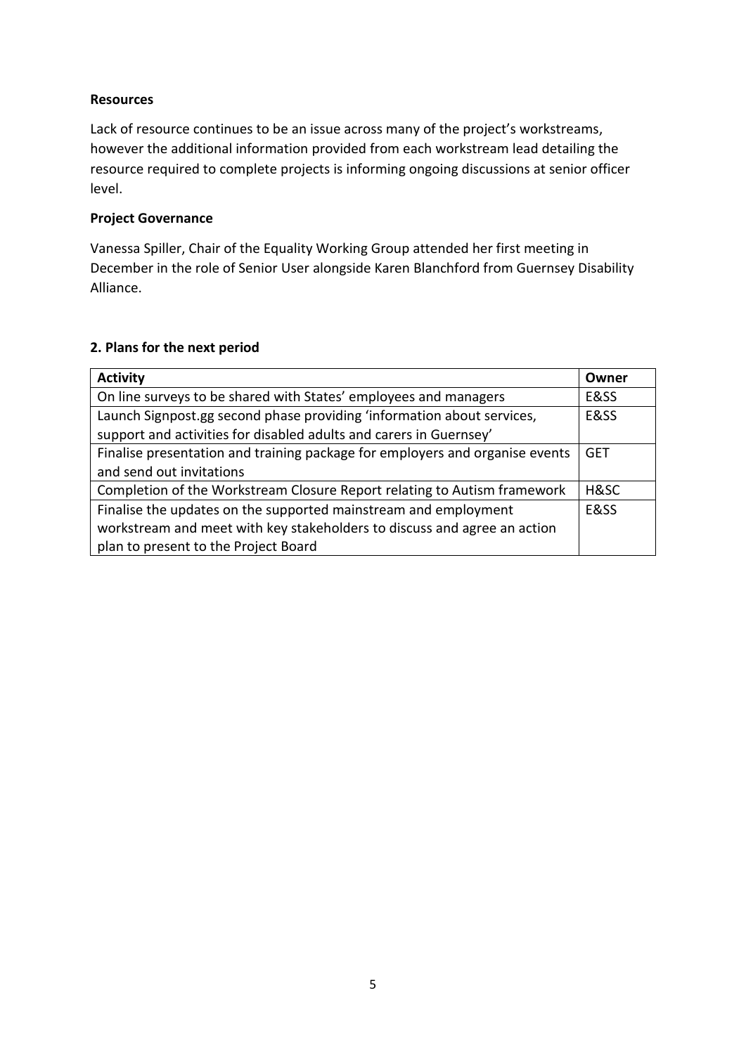**Resources**

Lack of resource continues to be an issue across many of the project's workstreams, however the additional information provided from each workstream lead detailing the resource required to complete projects is informing ongoing discussions at senior officer level.

**Project Governance**

Vanessa Spiller, Chair of the Equality Working Group attended her first meeting in December in the role of Senior User alongside Karen Blanchford from Guernsey Disability Alliance.

## 2. Plans for the next period

| Activity | Owner |
|---|---|
| On line surveys to be shared with States' employees and managers | E&SS |
| Launch Signpost.gg second phase providing 'information about services, support and activities for disabled adults and carers in Guernsey' | E&SS |
| Finalise presentation and training package for employers and organise events and send out invitations | GET |
| Completion of the Workstream Closure Report relating to Autism framework | H&SC |
| Finalise the updates on the supported mainstream and employment workstream and meet with key stakeholders to discuss and agree an action plan to present to the Project Board | E&SS |